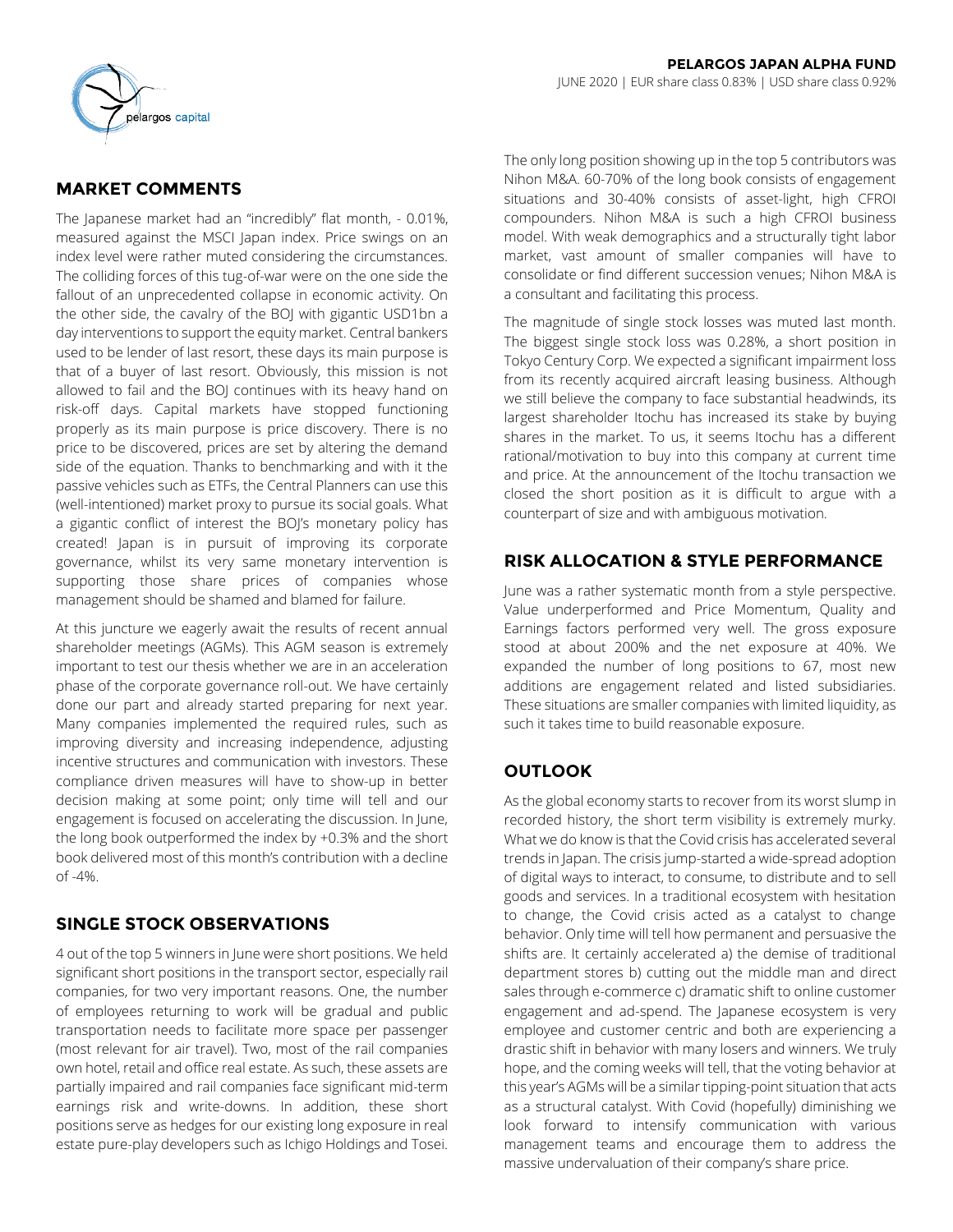**PELARGOS JAPAN ALPHA FUND**

JUNE 2020 | EUR share class 0.83% | USD share class 0.92%

## MARKET COMMENTS

The Japanese market had an "incredibly" flat month, - 0.01%, measured against the MSCI Japan index. Price swings on an index level were rather muted considering the circumstances. The colliding forces of this tug-of-war were on the one side the fallout of an unprecedented collapse in economic activity. On the other side, the cavalry of the BOJ with gigantic USD1bn a day interventions to support the equity market. Central bankers used to be lender of last resort, these days its main purpose is that of a buyer of last resort. Obviously, this mission is not allowed to fail and the BOJ continues with its heavy hand on risk-off days. Capital markets have stopped functioning properly as its main purpose is price discovery. There is no price to be discovered, prices are set by altering the demand side of the equation. Thanks to benchmarking and with it the passive vehicles such as ETFs, the Central Planners can use this (well-intentioned) market proxy to pursue its social goals. What a gigantic conflict of interest the BOJ's monetary policy has created! Japan is in pursuit of improving its corporate governance, whilst its very same monetary intervention is supporting those share prices of companies whose management should be shamed and blamed for failure.

At this juncture we eagerly await the results of recent annual shareholder meetings (AGMs). This AGM season is extremely important to test our thesis whether we are in an acceleration phase of the corporate governance roll-out. We have certainly done our part and already started preparing for next year. Many companies implemented the required rules, such as improving diversity and increasing independence, adjusting incentive structures and communication with investors. These compliance driven measures will have to show-up in better decision making at some point; only time will tell and our engagement is focused on accelerating the discussion. In June, the long book outperformed the index by +0.3% and the short book delivered most of this month's contribution with a decline of -4%.

## SINGLE STOCK OBSERVATIONS

4 out of the top 5 winners in June were short positions. We held significant short positions in the transport sector, especially rail companies, for two very important reasons. One, the number of employees returning to work will be gradual and public transportation needs to facilitate more space per passenger (most relevant for air travel). Two, most of the rail companies own hotel, retail and office real estate. As such, these assets are partially impaired and rail companies face significant mid-term earnings risk and write-downs. In addition, these short positions serve as hedges for our existing long exposure in real estate pure-play developers such as Ichigo Holdings and Tosei.

The only long position showing up in the top 5 contributors was Nihon M&A. 60-70% of the long book consists of engagement situations and 30-40% consists of asset-light, high CFROI compounders. Nihon M&A is such a high CFROI business model. With weak demographics and a structurally tight labor market, vast amount of smaller companies will have to consolidate or find different succession venues; Nihon M&A is a consultant and facilitating this process.

The magnitude of single stock losses was muted last month. The biggest single stock loss was 0.28%, a short position in Tokyo Century Corp. We expected a significant impairment loss from its recently acquired aircraft leasing business. Although we still believe the company to face substantial headwinds, its largest shareholder Itochu has increased its stake by buying shares in the market. To us, it seems Itochu has a different rational/motivation to buy into this company at current time and price. At the announcement of the Itochu transaction we closed the short position as it is difficult to argue with a counterpart of size and with ambiguous motivation.

## RISK ALLOCATION & STYLE PERFORMANCE

June was a rather systematic month from a style perspective. Value underperformed and Price Momentum, Quality and Earnings factors performed very well. The gross exposure stood at about 200% and the net exposure at 40%. We expanded the number of long positions to 67, most new additions are engagement related and listed subsidiaries. These situations are smaller companies with limited liquidity, as such it takes time to build reasonable exposure.

## OUTLOOK

As the global economy starts to recover from its worst slump in recorded history, the short term visibility is extremely murky. What we do know is that the Covid crisis has accelerated several trends in Japan. The crisis jump-started a wide-spread adoption of digital ways to interact, to consume, to distribute and to sell goods and services. In a traditional ecosystem with hesitation to change, the Covid crisis acted as a catalyst to change behavior. Only time will tell how permanent and persuasive the shifts are. It certainly accelerated a) the demise of traditional department stores b) cutting out the middle man and direct sales through e-commerce c) dramatic shift to online customer engagement and ad-spend. The Japanese ecosystem is very employee and customer centric and both are experiencing a drastic shift in behavior with many losers and winners. We truly hope, and the coming weeks will tell, that the voting behavior at this year's AGMs will be a similar tipping-point situation that acts as a structural catalyst. With Covid (hopefully) diminishing we look forward to intensify communication with various management teams and encourage them to address the massive undervaluation of their company's share price.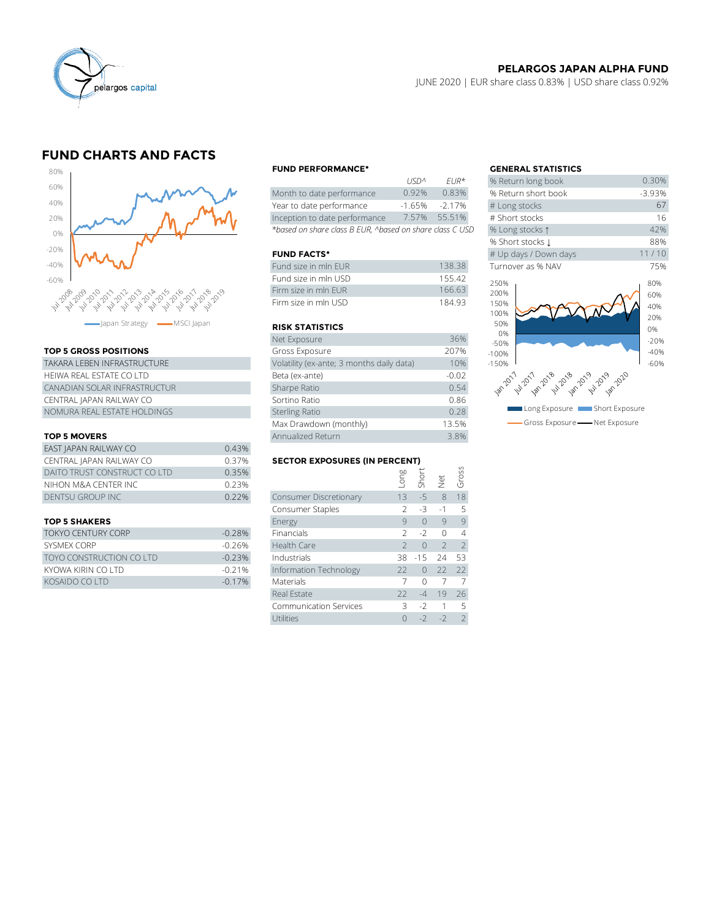**PELARGOS JAPAN ALPHA FUND**

JUNE 2020 | EUR share class 0.83% | USD share class 0.92%

## FUND CHARTS AND FACTS

Japan Strategy — MSCI Japan

### FUND PERFORMANCE*

| | USD^ | EUR* |
|---|---|---|
| Month to date performance | 0.92% | 0.83% |
| Year to date performance | -1.65% | -2.17% |
| Inception to date performance | 7.57% | 55.51% |

*based on share class B EUR, ^based on share class C USD

### FUND FACTS*

| | |
|---|---|
| Fund size in mln EUR | 138.38 |
| Fund size in mln USD | 155.42 |
| Firm size in mln EUR | 166.63 |
| Firm size in mln USD | 184.93 |

### RISK STATISTICS

| | |
|---|---|
| Net Exposure | 36% |
| Gross Exposure | 207% |
| Volatility (ex-ante; 3 months daily data) | 10% |
| Beta (ex-ante) | -0.02 |
| Sharpe Ratio | 0.54 |
| Sortino Ratio | 0.86 |
| Sterling Ratio | 0.28 |
| Max Drawdown (monthly) | 13.5% |
| Annualized Return | 3.8% |

### GENERAL STATISTICS

| | |
|---|---|
| % Return long book | 0.30% |
| % Return short book | -3.93% |
| # Long stocks | 67 |
| # Short stocks | 16 |
| % Long stocks ↑ | 42% |
| % Short stocks ↓ | 88% |
| # Up days / Down days | 11 / 10 |
| Turnover as % NAV | 75% |

Long Exposure — Short Exposure — Gross Exposure — Net Exposure

### TOP 5 GROSS POSITIONS

| |
|---|
| TAKARA LEBEN INFRASTRUCTURE |
| HEIWA REAL ESTATE CO LTD |
| CANADIAN SOLAR INFRASTRUCTUR |
| CENTRAL JAPAN RAILWAY CO |
| NOMURA REAL ESTATE HOLDINGS |

### TOP 5 MOVERS

| | |
|---|---|
| EAST JAPAN RAILWAY CO | 0.43% |
| CENTRAL JAPAN RAILWAY CO | 0.37% |
| DAITO TRUST CONSTRUCT CO LTD | 0.35% |
| NIHON M&A CENTER INC | 0.23% |
| DENTSU GROUP INC | 0.22% |

### TOP 5 SHAKERS

| | |
|---|---|
| TOKYO CENTURY CORP | -0.28% |
| SYSMEX CORP | -0.26% |
| TOYO CONSTRUCTION CO LTD | -0.23% |
| KYOWA KIRIN CO LTD | -0.21% |
| KOSAIDO CO LTD | -0.17% |

### SECTOR EXPOSURES (IN PERCENT)

| | Long | Short | Net | Gross |
|---|---|---|---|---|
| Consumer Discretionary | 13 | -5 | 8 | 18 |
| Consumer Staples | 2 | -3 | -1 | 5 |
| Energy | 9 | 0 | 9 | 9 |
| Financials | 2 | -2 | 0 | 4 |
| Health Care | 2 | 0 | 2 | 2 |
| Industrials | 38 | -15 | 24 | 53 |
| Information Technology | 22 | 0 | 22 | 22 |
| Materials | 7 | 0 | 7 | 7 |
| Real Estate | 22 | -4 | 19 | 26 |
| Communication Services | 3 | -2 | 1 | 5 |
| Utilities | 0 | -2 | -2 | 2 |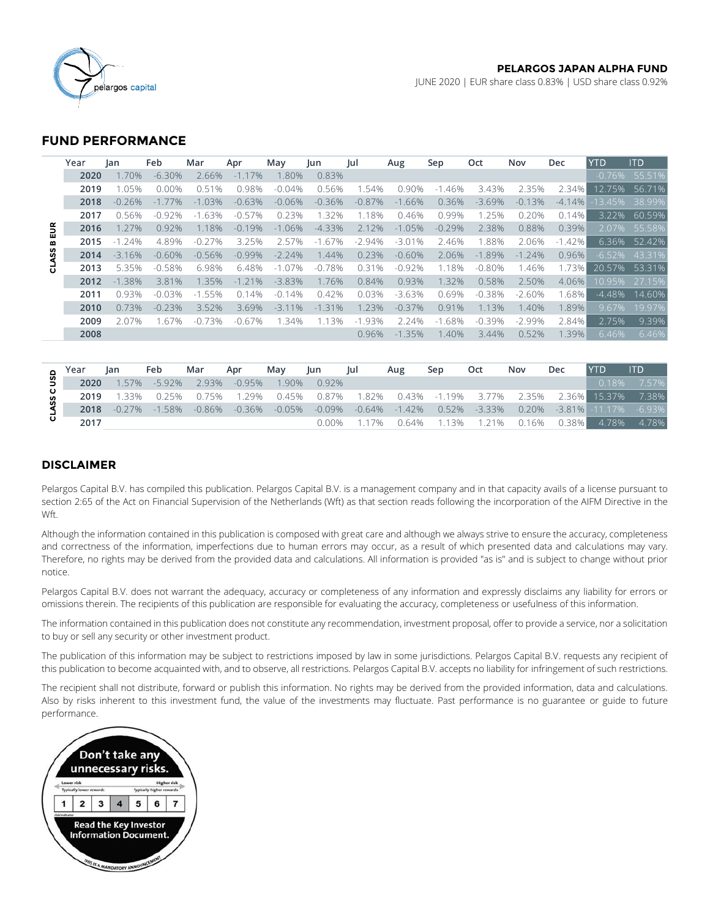**PELARGOS JAPAN ALPHA FUND**

JUNE 2020 | EUR share class 0.83% | USD share class 0.92%

## FUND PERFORMANCE

**CLASS B EUR**

| Year | Jan | Feb | Mar | Apr | May | Jun | Jul | Aug | Sep | Oct | Nov | Dec | YTD | ITD |
|---|---|---|---|---|---|---|---|---|---|---|---|---|---|---|
| 2020 | 1.70% | -6.30% | 2.66% | -1.17% | 1.80% | 0.83% | | | | | | | -0.76% | 55.51% |
| 2019 | 1.05% | 0.00% | 0.51% | 0.98% | -0.04% | 0.56% | 1.54% | 0.90% | -1.46% | 3.43% | 2.35% | 2.34% | 12.75% | 56.71% |
| 2018 | -0.26% | -1.77% | -1.03% | -0.63% | -0.06% | -0.36% | -0.87% | -1.66% | 0.36% | -3.69% | -0.13% | -4.14% | -13.45% | 38.99% |
| 2017 | 0.56% | -0.92% | -1.63% | -0.57% | 0.23% | 1.32% | 1.18% | 0.46% | 0.99% | 1.25% | 0.20% | 0.14% | 3.22% | 60.59% |
| 2016 | 1.27% | 0.92% | 1.18% | -0.19% | -1.06% | -4.33% | 2.12% | -1.05% | -0.29% | 2.38% | 0.88% | 0.39% | 2.07% | 55.58% |
| 2015 | -1.24% | 4.89% | -0.27% | 3.25% | 2.57% | -1.67% | -2.94% | -3.01% | 2.46% | 1.88% | 2.06% | -1.42% | 6.36% | 52.42% |
| 2014 | -3.16% | -0.60% | -0.56% | -0.99% | -2.24% | 1.44% | 0.23% | -0.60% | 2.06% | -1.89% | -1.24% | 0.96% | -6.52% | 43.31% |
| 2013 | 5.35% | -0.58% | 6.98% | 6.48% | -1.07% | -0.78% | 0.31% | -0.92% | 1.18% | -0.80% | 1.46% | 1.73% | 20.57% | 53.31% |
| 2012 | -1.38% | 3.81% | 1.35% | -1.21% | -3.83% | 1.76% | 0.84% | 0.93% | 1.32% | 0.58% | 2.50% | 4.06% | 10.95% | 27.15% |
| 2011 | 0.93% | -0.03% | -1.55% | 0.14% | -0.14% | 0.42% | 0.03% | -3.63% | 0.69% | -0.38% | -2.60% | 1.68% | -4.48% | 14.60% |
| 2010 | 0.73% | -0.23% | 3.52% | 3.69% | -3.11% | -1.31% | 1.23% | -0.37% | 0.91% | 1.13% | 1.40% | 1.89% | 9.67% | 19.97% |
| 2009 | 2.07% | 1.67% | -0.73% | -0.67% | 1.34% | 1.13% | -1.93% | 2.24% | -1.68% | -0.39% | -2.99% | 2.84% | 2.75% | 9.39% |
| 2008 | | | | | | | 0.96% | -1.35% | 1.40% | 3.44% | 0.52% | 1.39% | 6.46% | 6.46% |

**CLASS C USD**

| Year | Jan | Feb | Mar | Apr | May | Jun | Jul | Aug | Sep | Oct | Nov | Dec | YTD | ITD |
|---|---|---|---|---|---|---|---|---|---|---|---|---|---|---|
| 2020 | 1.57% | -5.92% | 2.93% | -0.95% | 1.90% | 0.92% | | | | | | | 0.18% | 7.57% |
| 2019 | 1.33% | 0.25% | 0.75% | 1.29% | 0.45% | 0.87% | 1.82% | 0.43% | -1.19% | 3.77% | 2.35% | 2.36% | 15.37% | 7.38% |
| 2018 | -0.27% | -1.58% | -0.86% | -0.36% | -0.05% | -0.09% | -0.64% | -1.42% | 0.52% | -3.33% | 0.20% | -3.81% | -11.17% | -6.93% |
| 2017 | | | | | | 0.00% | 1.17% | 0.64% | 1.13% | 1.21% | 0.16% | 0.38% | 4.78% | 4.78% |

## DISCLAIMER

Pelargos Capital B.V. has compiled this publication. Pelargos Capital B.V. is a management company and in that capacity avails of a license pursuant to section 2:65 of the Act on Financial Supervision of the Netherlands (Wft) as that section reads following the incorporation of the AIFM Directive in the Wft.

Although the information contained in this publication is composed with great care and although we always strive to ensure the accuracy, completeness and correctness of the information, imperfections due to human errors may occur, as a result of which presented data and calculations may vary. Therefore, no rights may be derived from the provided data and calculations. All information is provided "as is" and is subject to change without prior notice.

Pelargos Capital B.V. does not warrant the adequacy, accuracy or completeness of any information and expressly disclaims any liability for errors or omissions therein. The recipients of this publication are responsible for evaluating the accuracy, completeness or usefulness of this information.

The information contained in this publication does not constitute any recommendation, investment proposal, offer to provide a service, nor a solicitation to buy or sell any security or other investment product.

The publication of this information may be subject to restrictions imposed by law in some jurisdictions. Pelargos Capital B.V. requests any recipient of this publication to become acquainted with, and to observe, all restrictions. Pelargos Capital B.V. accepts no liability for infringement of such restrictions.

The recipient shall not distribute, forward or publish this information. No rights may be derived from the provided information, data and calculations. Also by risks inherent to this investment fund, the value of the investments may fluctuate. Past performance is no guarantee or guide to future performance.

Don't take any unnecessary risks.

Lower risk — Higher risk

Typically lower rewards — Typically higher rewards

1 2 3 4 5 6 7

Risk indicator

Read the Key Investor Information Document.

THIS IS A MANDATORY ANNOUNCEMENT